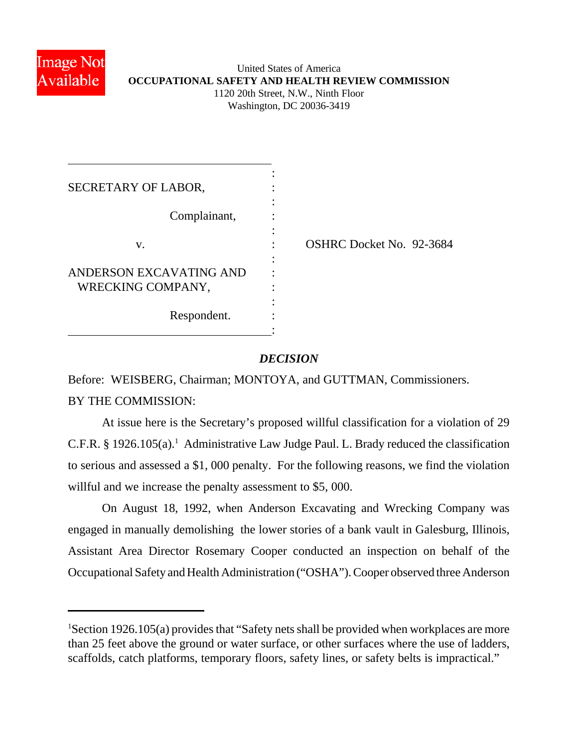United States of America
**OCCUPATIONAL SAFETY AND HEALTH REVIEW COMMISSION**
1120 20th Street, N.W., Ninth Floor
Washington, DC 20036-3419

| | |
|---|---|
| SECRETARY OF LABOR, | |
| Complainant, | |
| v. | OSHRC Docket No. 92-3684 |
| ANDERSON EXCAVATING AND WRECKING COMPANY, | |
| Respondent. | |

## *DECISION*

Before: WEISBERG, Chairman; MONTOYA, and GUTTMAN, Commissioners.

BY THE COMMISSION:

At issue here is the Secretary's proposed willful classification for a violation of 29 C.F.R. § 1926.105(a).[1] Administrative Law Judge Paul. L. Brady reduced the classification to serious and assessed a $1, 000 penalty. For the following reasons, we find the violation willful and we increase the penalty assessment to $5, 000.

On August 18, 1992, when Anderson Excavating and Wrecking Company was engaged in manually demolishing the lower stories of a bank vault in Galesburg, Illinois, Assistant Area Director Rosemary Cooper conducted an inspection on behalf of the Occupational Safety and Health Administration ("OSHA"). Cooper observed three Anderson

---

[1]Section 1926.105(a) provides that "Safety nets shall be provided when workplaces are more than 25 feet above the ground or water surface, or other surfaces where the use of ladders, scaffolds, catch platforms, temporary floors, safety lines, or safety belts is impractical."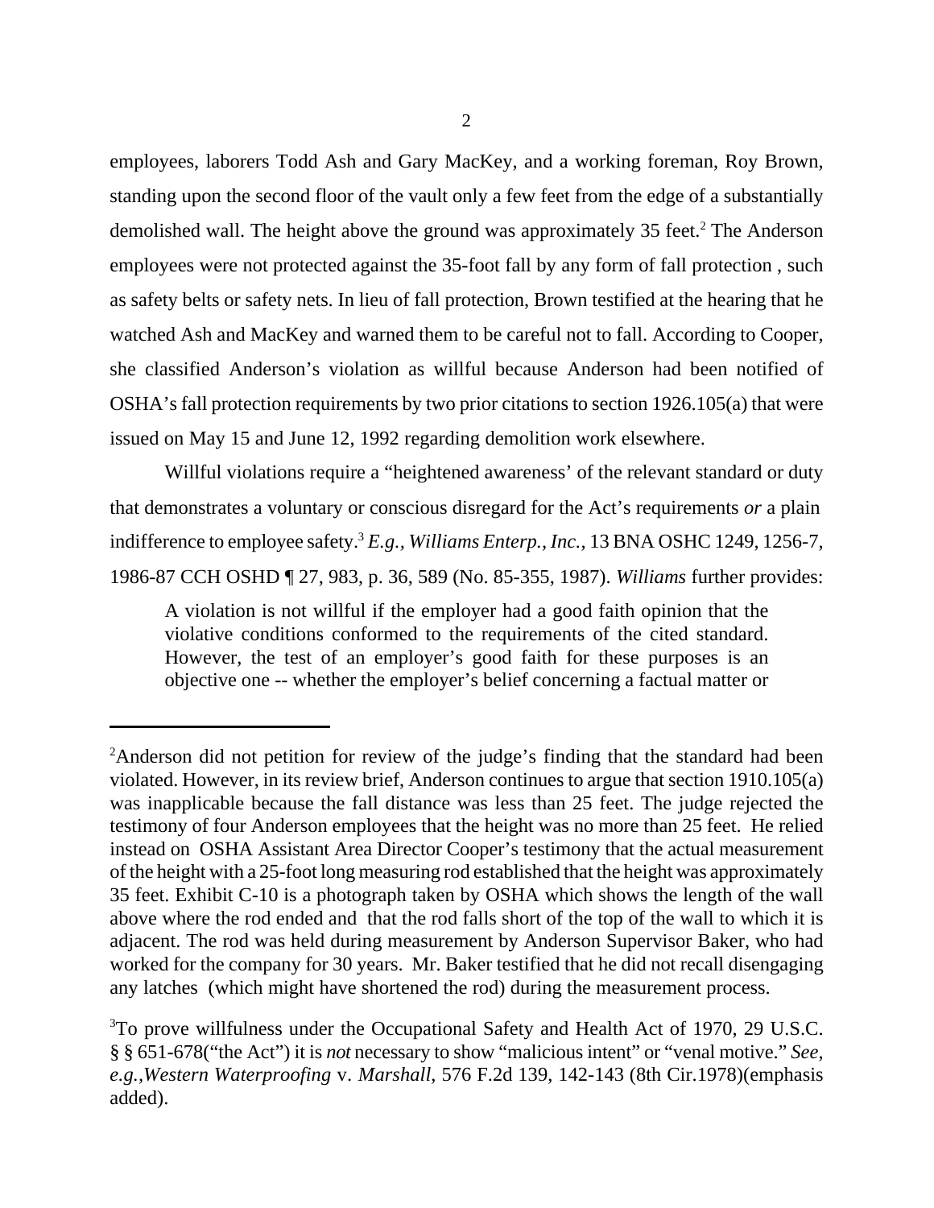employees, laborers Todd Ash and Gary MacKey, and a working foreman, Roy Brown, standing upon the second floor of the vault only a few feet from the edge of a substantially demolished wall. The height above the ground was approximately 35 feet.[2] The Anderson employees were not protected against the 35-foot fall by any form of fall protection , such as safety belts or safety nets. In lieu of fall protection, Brown testified at the hearing that he watched Ash and MacKey and warned them to be careful not to fall. According to Cooper, she classified Anderson's violation as willful because Anderson had been notified of OSHA's fall protection requirements by two prior citations to section 1926.105(a) that were issued on May 15 and June 12, 1992 regarding demolition work elsewhere.

Willful violations require a "heightened awareness' of the relevant standard or duty that demonstrates a voluntary or conscious disregard for the Act's requirements *or* a plain indifference to employee safety.[3] *E.g., Williams Enterp., Inc.*, 13 BNA OSHC 1249, 1256-7, 1986-87 CCH OSHD ¶ 27, 983, p. 36, 589 (No. 85-355, 1987). *Williams* further provides:

> A violation is not willful if the employer had a good faith opinion that the violative conditions conformed to the requirements of the cited standard. However, the test of an employer's good faith for these purposes is an objective one -- whether the employer's belief concerning a factual matter or

---

[2]Anderson did not petition for review of the judge's finding that the standard had been violated. However, in its review brief, Anderson continues to argue that section 1910.105(a) was inapplicable because the fall distance was less than 25 feet. The judge rejected the testimony of four Anderson employees that the height was no more than 25 feet. He relied instead on OSHA Assistant Area Director Cooper's testimony that the actual measurement of the height with a 25-foot long measuring rod established that the height was approximately 35 feet. Exhibit C-10 is a photograph taken by OSHA which shows the length of the wall above where the rod ended and that the rod falls short of the top of the wall to which it is adjacent. The rod was held during measurement by Anderson Supervisor Baker, who had worked for the company for 30 years. Mr. Baker testified that he did not recall disengaging any latches (which might have shortened the rod) during the measurement process.

[3]To prove willfulness under the Occupational Safety and Health Act of 1970, 29 U.S.C. § § 651-678("the Act") it is *not* necessary to show "malicious intent" or "venal motive." *See, e.g.,Western Waterproofing* v. *Marshall*, 576 F.2d 139, 142-143 (8th Cir.1978)(emphasis added).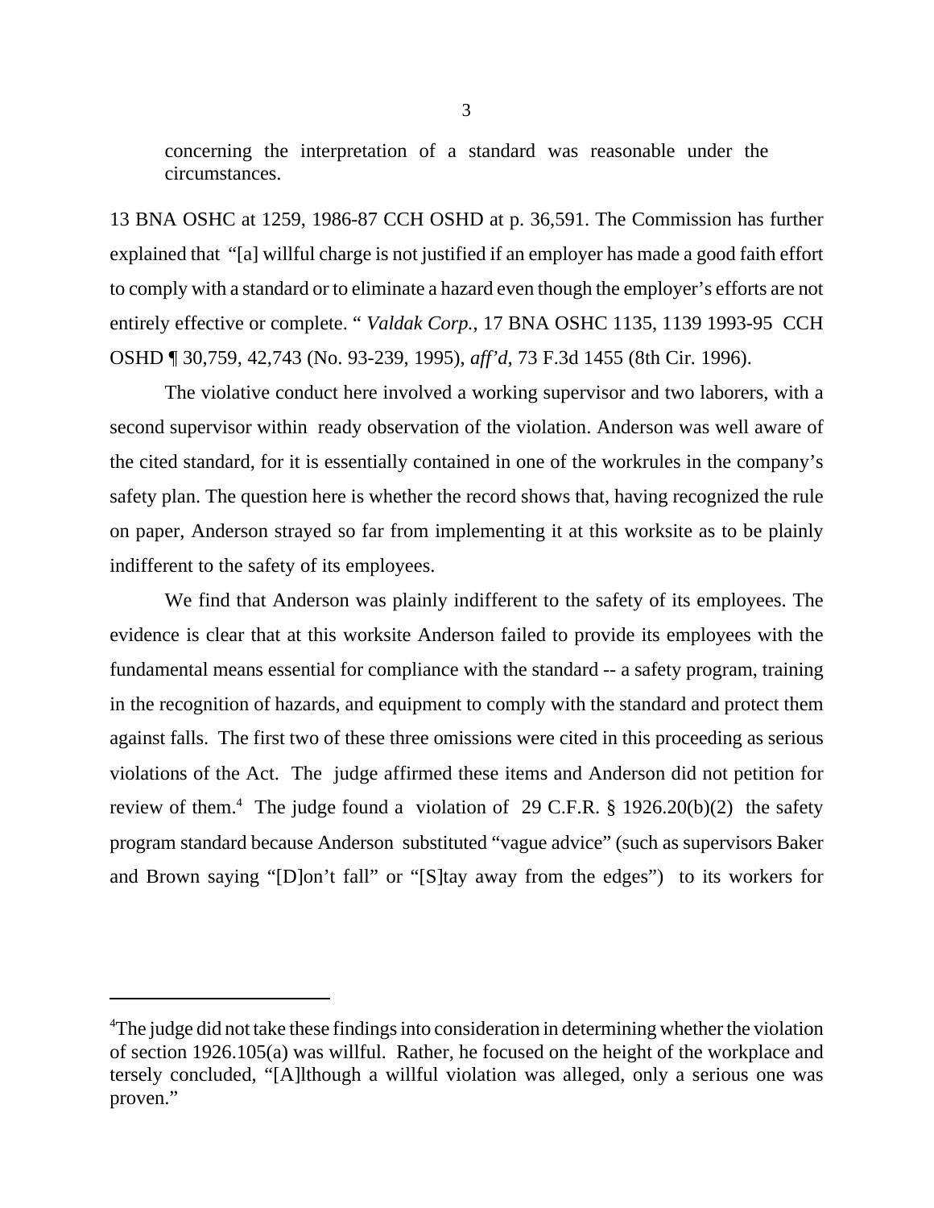> concerning the interpretation of a standard was reasonable under the circumstances.

13 BNA OSHC at 1259, 1986-87 CCH OSHD at p. 36,591. The Commission has further explained that "[a] willful charge is not justified if an employer has made a good faith effort to comply with a standard or to eliminate a hazard even though the employer's efforts are not entirely effective or complete. " *Valdak Corp.*, 17 BNA OSHC 1135, 1139 1993-95 CCH OSHD ¶ 30,759, 42,743 (No. 93-239, 1995), *aff'd*, 73 F.3d 1455 (8th Cir. 1996).

The violative conduct here involved a working supervisor and two laborers, with a second supervisor within ready observation of the violation. Anderson was well aware of the cited standard, for it is essentially contained in one of the workrules in the company's safety plan. The question here is whether the record shows that, having recognized the rule on paper, Anderson strayed so far from implementing it at this worksite as to be plainly indifferent to the safety of its employees.

We find that Anderson was plainly indifferent to the safety of its employees. The evidence is clear that at this worksite Anderson failed to provide its employees with the fundamental means essential for compliance with the standard -- a safety program, training in the recognition of hazards, and equipment to comply with the standard and protect them against falls. The first two of these three omissions were cited in this proceeding as serious violations of the Act. The judge affirmed these items and Anderson did not petition for review of them.[4] The judge found a violation of 29 C.F.R. § 1926.20(b)(2) the safety program standard because Anderson substituted "vague advice" (such as supervisors Baker and Brown saying "[D]on't fall" or "[S]tay away from the edges") to its workers for

[4] The judge did not take these findings into consideration in determining whether the violation of section 1926.105(a) was willful. Rather, he focused on the height of the workplace and tersely concluded, "[A]lthough a willful violation was alleged, only a serious one was proven."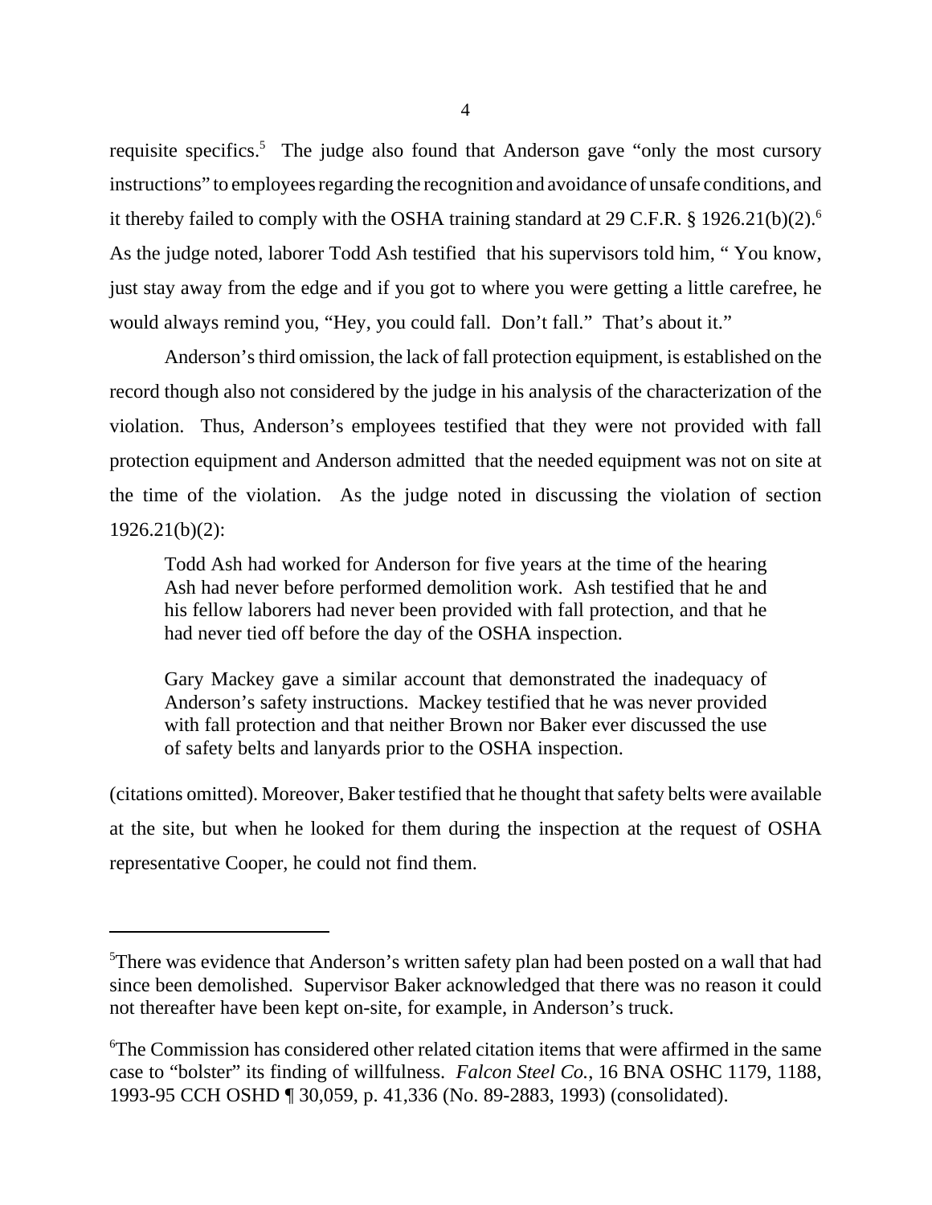requisite specifics.[5] The judge also found that Anderson gave "only the most cursory instructions" to employees regarding the recognition and avoidance of unsafe conditions, and it thereby failed to comply with the OSHA training standard at 29 C.F.R. § 1926.21(b)(2).[6] As the judge noted, laborer Todd Ash testified that his supervisors told him, " You know, just stay away from the edge and if you got to where you were getting a little carefree, he would always remind you, "Hey, you could fall. Don't fall." That's about it."

Anderson's third omission, the lack of fall protection equipment, is established on the record though also not considered by the judge in his analysis of the characterization of the violation. Thus, Anderson's employees testified that they were not provided with fall protection equipment and Anderson admitted that the needed equipment was not on site at the time of the violation. As the judge noted in discussing the violation of section 1926.21(b)(2):

> Todd Ash had worked for Anderson for five years at the time of the hearing Ash had never before performed demolition work. Ash testified that he and his fellow laborers had never been provided with fall protection, and that he had never tied off before the day of the OSHA inspection.
>
> Gary Mackey gave a similar account that demonstrated the inadequacy of Anderson's safety instructions. Mackey testified that he was never provided with fall protection and that neither Brown nor Baker ever discussed the use of safety belts and lanyards prior to the OSHA inspection.

(citations omitted). Moreover, Baker testified that he thought that safety belts were available at the site, but when he looked for them during the inspection at the request of OSHA representative Cooper, he could not find them.

---

[5]There was evidence that Anderson's written safety plan had been posted on a wall that had since been demolished. Supervisor Baker acknowledged that there was no reason it could not thereafter have been kept on-site, for example, in Anderson's truck.

[6]The Commission has considered other related citation items that were affirmed in the same case to "bolster" its finding of willfulness. *Falcon Steel Co.*, 16 BNA OSHC 1179, 1188, 1993-95 CCH OSHD ¶ 30,059, p. 41,336 (No. 89-2883, 1993) (consolidated).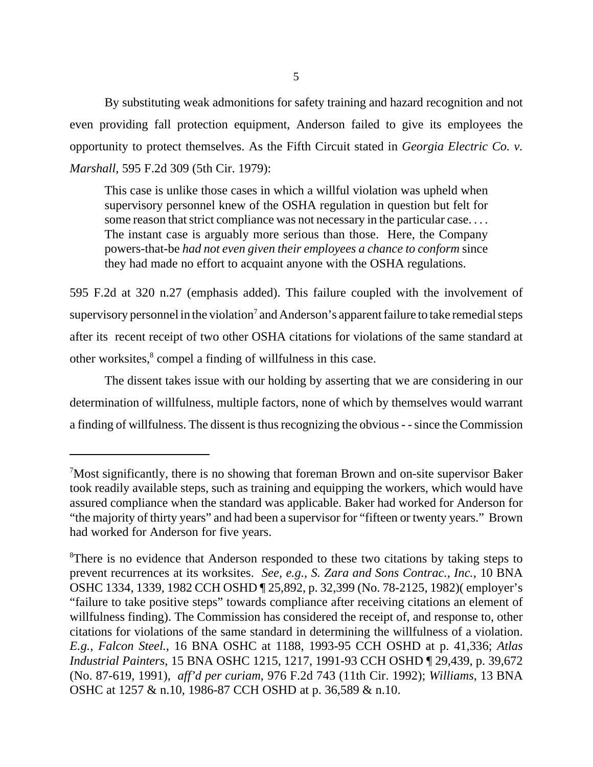By substituting weak admonitions for safety training and hazard recognition and not even providing fall protection equipment, Anderson failed to give its employees the opportunity to protect themselves. As the Fifth Circuit stated in *Georgia Electric Co. v. Marshall*, 595 F.2d 309 (5th Cir. 1979):

> This case is unlike those cases in which a willful violation was upheld when supervisory personnel knew of the OSHA regulation in question but felt for some reason that strict compliance was not necessary in the particular case. . . . The instant case is arguably more serious than those. Here, the Company powers-that-be *had not even given their employees a chance to conform* since they had made no effort to acquaint anyone with the OSHA regulations.

595 F.2d at 320 n.27 (emphasis added). This failure coupled with the involvement of supervisory personnel in the violation[7] and Anderson's apparent failure to take remedial steps after its recent receipt of two other OSHA citations for violations of the same standard at other worksites,[8] compel a finding of willfulness in this case.

The dissent takes issue with our holding by asserting that we are considering in our determination of willfulness, multiple factors, none of which by themselves would warrant a finding of willfulness. The dissent is thus recognizing the obvious - - since the Commission

---

[7]Most significantly, there is no showing that foreman Brown and on-site supervisor Baker took readily available steps, such as training and equipping the workers, which would have assured compliance when the standard was applicable. Baker had worked for Anderson for "the majority of thirty years" and had been a supervisor for "fifteen or twenty years." Brown had worked for Anderson for five years.

[8]There is no evidence that Anderson responded to these two citations by taking steps to prevent recurrences at its worksites. *See, e.g., S. Zara and Sons Contrac., Inc.*, 10 BNA OSHC 1334, 1339, 1982 CCH OSHD ¶ 25,892, p. 32,399 (No. 78-2125, 1982)( employer's "failure to take positive steps" towards compliance after receiving citations an element of willfulness finding). The Commission has considered the receipt of, and response to, other citations for violations of the same standard in determining the willfulness of a violation. *E.g., Falcon Steel.*, 16 BNA OSHC at 1188, 1993-95 CCH OSHD at p. 41,336; *Atlas Industrial Painters*, 15 BNA OSHC 1215, 1217, 1991-93 CCH OSHD ¶ 29,439, p. 39,672 (No. 87-619, 1991), *aff'd per curiam*, 976 F.2d 743 (11th Cir. 1992); *Williams*, 13 BNA OSHC at 1257 & n.10, 1986-87 CCH OSHD at p. 36,589 & n.10.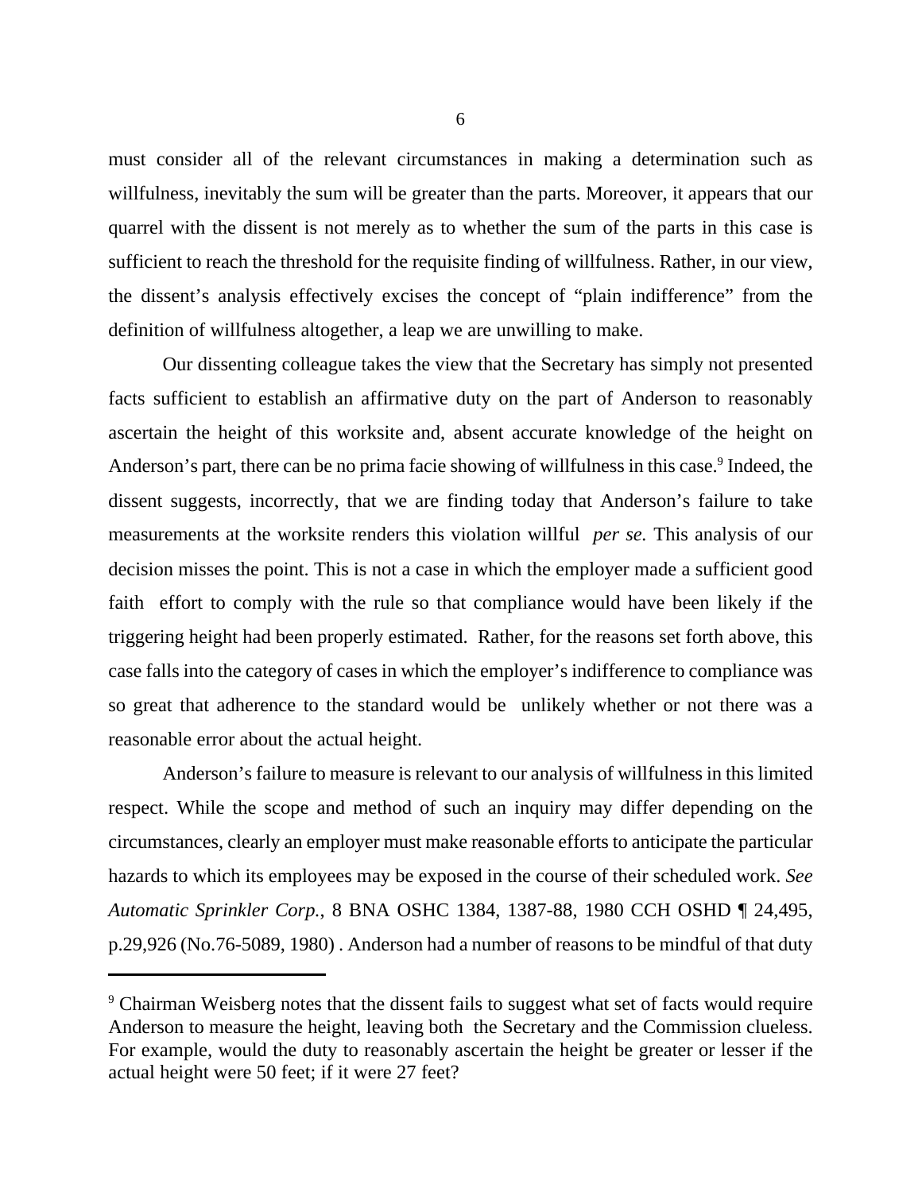must consider all of the relevant circumstances in making a determination such as willfulness, inevitably the sum will be greater than the parts. Moreover, it appears that our quarrel with the dissent is not merely as to whether the sum of the parts in this case is sufficient to reach the threshold for the requisite finding of willfulness. Rather, in our view, the dissent's analysis effectively excises the concept of "plain indifference" from the definition of willfulness altogether, a leap we are unwilling to make.

Our dissenting colleague takes the view that the Secretary has simply not presented facts sufficient to establish an affirmative duty on the part of Anderson to reasonably ascertain the height of this worksite and, absent accurate knowledge of the height on Anderson's part, there can be no prima facie showing of willfulness in this case.[9] Indeed, the dissent suggests, incorrectly, that we are finding today that Anderson's failure to take measurements at the worksite renders this violation willful *per se.* This analysis of our decision misses the point. This is not a case in which the employer made a sufficient good faith effort to comply with the rule so that compliance would have been likely if the triggering height had been properly estimated. Rather, for the reasons set forth above, this case falls into the category of cases in which the employer's indifference to compliance was so great that adherence to the standard would be unlikely whether or not there was a reasonable error about the actual height.

Anderson's failure to measure is relevant to our analysis of willfulness in this limited respect. While the scope and method of such an inquiry may differ depending on the circumstances, clearly an employer must make reasonable efforts to anticipate the particular hazards to which its employees may be exposed in the course of their scheduled work. *See Automatic Sprinkler Corp.,* 8 BNA OSHC 1384, 1387-88, 1980 CCH OSHD ¶ 24,495, p.29,926 (No.76-5089, 1980) . Anderson had a number of reasons to be mindful of that duty

---

[9] Chairman Weisberg notes that the dissent fails to suggest what set of facts would require Anderson to measure the height, leaving both the Secretary and the Commission clueless. For example, would the duty to reasonably ascertain the height be greater or lesser if the actual height were 50 feet; if it were 27 feet?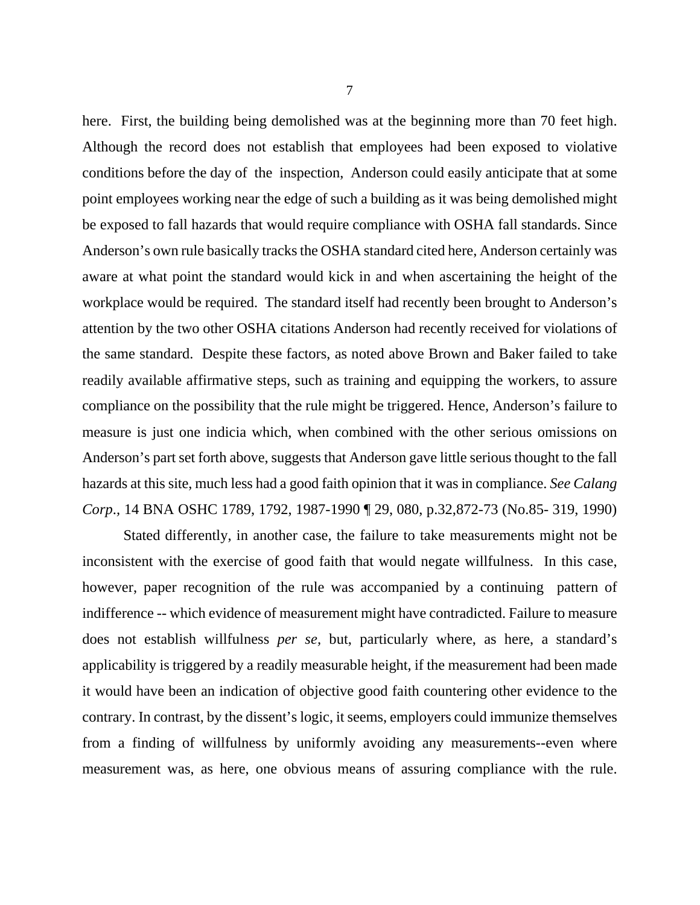here. First, the building being demolished was at the beginning more than 70 feet high. Although the record does not establish that employees had been exposed to violative conditions before the day of the inspection, Anderson could easily anticipate that at some point employees working near the edge of such a building as it was being demolished might be exposed to fall hazards that would require compliance with OSHA fall standards. Since Anderson's own rule basically tracks the OSHA standard cited here, Anderson certainly was aware at what point the standard would kick in and when ascertaining the height of the workplace would be required. The standard itself had recently been brought to Anderson's attention by the two other OSHA citations Anderson had recently received for violations of the same standard. Despite these factors, as noted above Brown and Baker failed to take readily available affirmative steps, such as training and equipping the workers, to assure compliance on the possibility that the rule might be triggered. Hence, Anderson's failure to measure is just one indicia which, when combined with the other serious omissions on Anderson's part set forth above, suggests that Anderson gave little serious thought to the fall hazards at this site, much less had a good faith opinion that it was in compliance. *See Calang Corp*., 14 BNA OSHC 1789, 1792, 1987-1990 ¶ 29, 080, p.32,872-73 (No.85- 319, 1990)

Stated differently, in another case, the failure to take measurements might not be inconsistent with the exercise of good faith that would negate willfulness. In this case, however, paper recognition of the rule was accompanied by a continuing pattern of indifference -- which evidence of measurement might have contradicted. Failure to measure does not establish willfulness *per se*, but, particularly where, as here, a standard's applicability is triggered by a readily measurable height, if the measurement had been made it would have been an indication of objective good faith countering other evidence to the contrary. In contrast, by the dissent's logic, it seems, employers could immunize themselves from a finding of willfulness by uniformly avoiding any measurements--even where measurement was, as here, one obvious means of assuring compliance with the rule.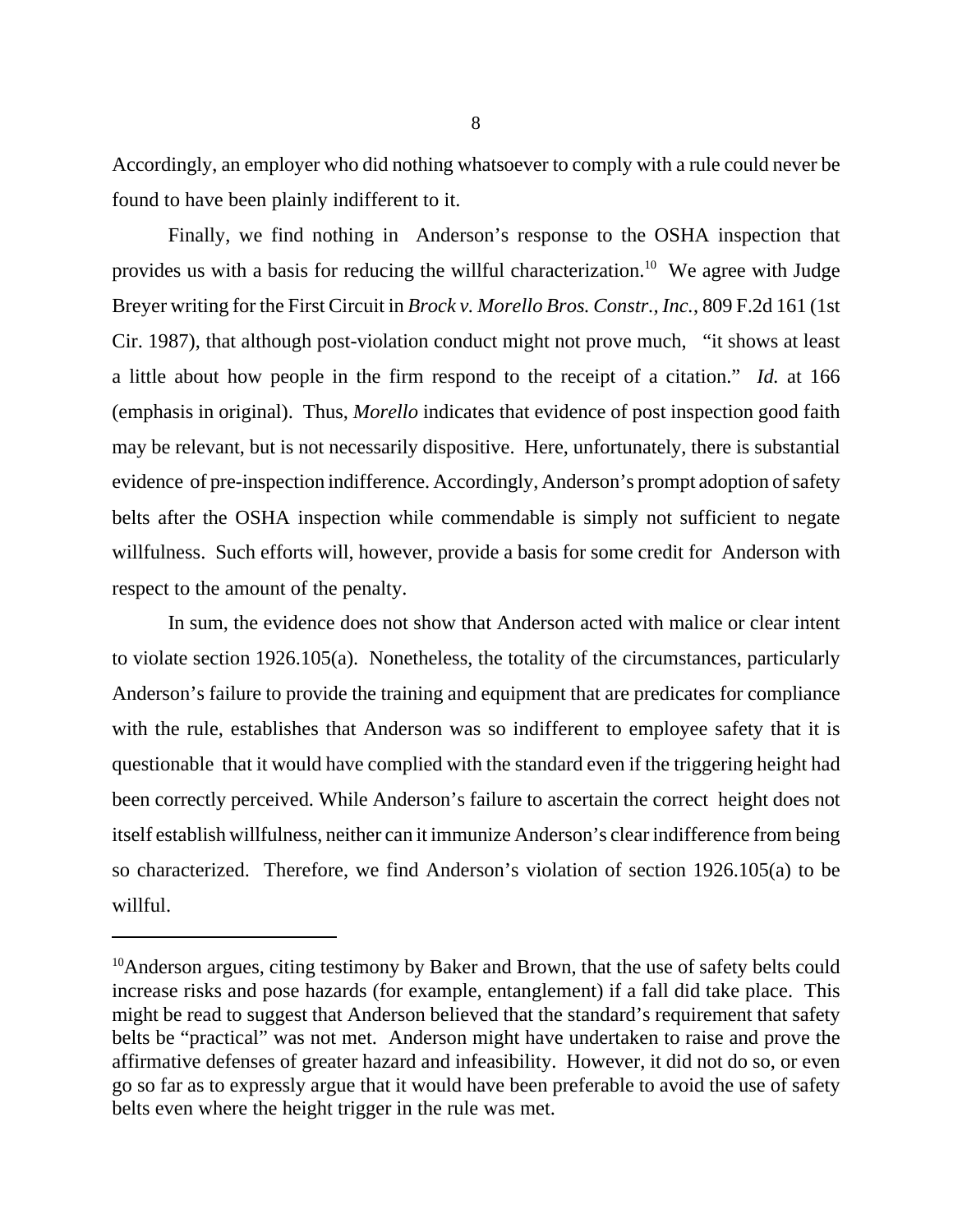Accordingly, an employer who did nothing whatsoever to comply with a rule could never be found to have been plainly indifferent to it.

Finally, we find nothing in Anderson's response to the OSHA inspection that provides us with a basis for reducing the willful characterization.[10] We agree with Judge Breyer writing for the First Circuit in *Brock v. Morello Bros. Constr., Inc.*, 809 F.2d 161 (1st Cir. 1987), that although post-violation conduct might not prove much, "it shows at least a little about how people in the firm respond to the receipt of a citation." *Id.* at 166 (emphasis in original). Thus, *Morello* indicates that evidence of post inspection good faith may be relevant, but is not necessarily dispositive. Here, unfortunately, there is substantial evidence of pre-inspection indifference. Accordingly, Anderson's prompt adoption of safety belts after the OSHA inspection while commendable is simply not sufficient to negate willfulness. Such efforts will, however, provide a basis for some credit for Anderson with respect to the amount of the penalty.

In sum, the evidence does not show that Anderson acted with malice or clear intent to violate section 1926.105(a). Nonetheless, the totality of the circumstances, particularly Anderson's failure to provide the training and equipment that are predicates for compliance with the rule, establishes that Anderson was so indifferent to employee safety that it is questionable that it would have complied with the standard even if the triggering height had been correctly perceived. While Anderson's failure to ascertain the correct height does not itself establish willfulness, neither can it immunize Anderson's clear indifference from being so characterized. Therefore, we find Anderson's violation of section 1926.105(a) to be willful.

---

[10]Anderson argues, citing testimony by Baker and Brown, that the use of safety belts could increase risks and pose hazards (for example, entanglement) if a fall did take place. This might be read to suggest that Anderson believed that the standard's requirement that safety belts be "practical" was not met. Anderson might have undertaken to raise and prove the affirmative defenses of greater hazard and infeasibility. However, it did not do so, or even go so far as to expressly argue that it would have been preferable to avoid the use of safety belts even where the height trigger in the rule was met.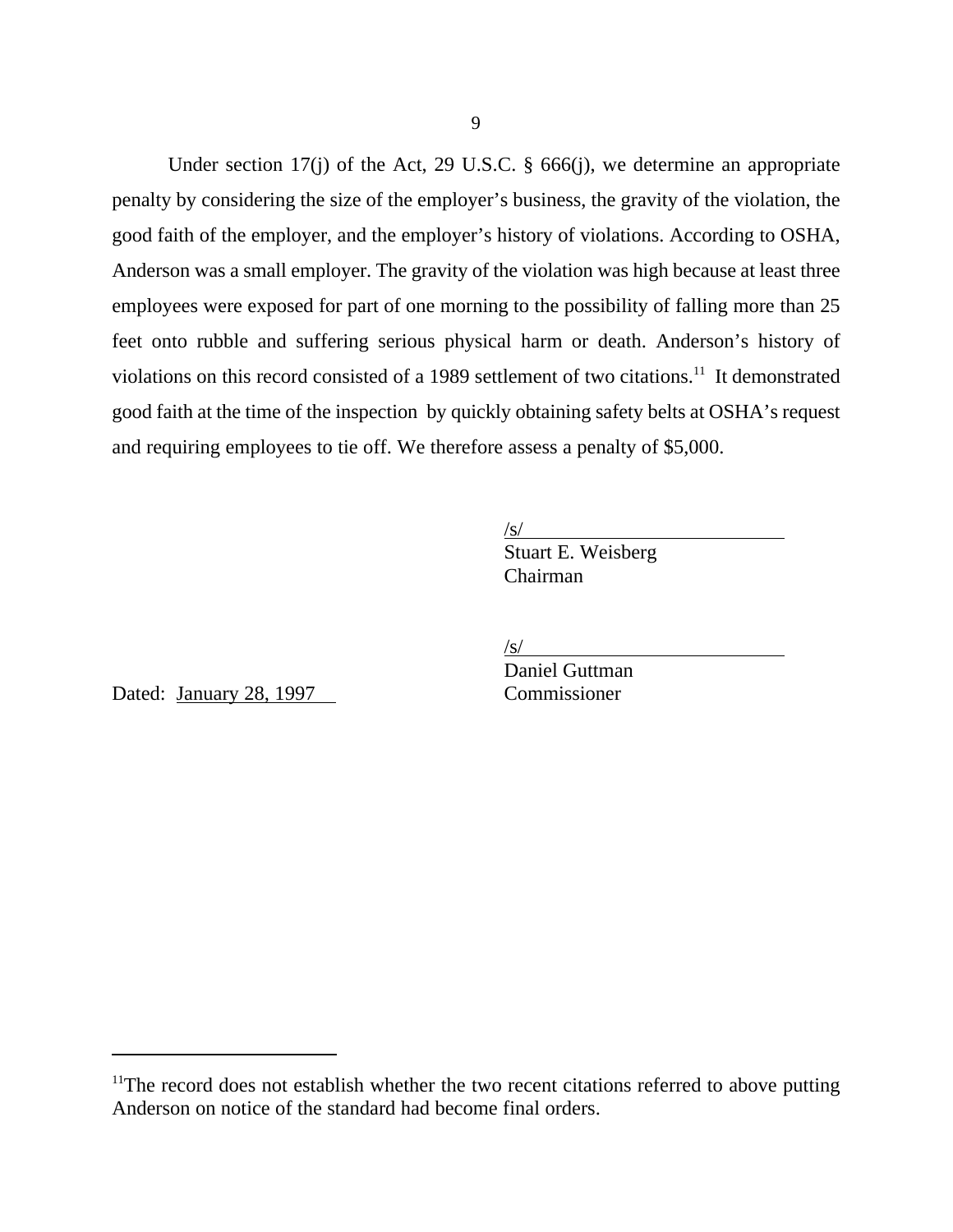Under section 17(j) of the Act, 29 U.S.C. § 666(j), we determine an appropriate penalty by considering the size of the employer's business, the gravity of the violation, the good faith of the employer, and the employer's history of violations. According to OSHA, Anderson was a small employer. The gravity of the violation was high because at least three employees were exposed for part of one morning to the possibility of falling more than 25 feet onto rubble and suffering serious physical harm or death. Anderson's history of violations on this record consisted of a 1989 settlement of two citations.[11] It demonstrated good faith at the time of the inspection by quickly obtaining safety belts at OSHA's request and requiring employees to tie off. We therefore assess a penalty of $5,000.

/s/
Stuart E. Weisberg
Chairman

/s/
Daniel Guttman
Commissioner

Dated: January 28, 1997

---

[11]The record does not establish whether the two recent citations referred to above putting Anderson on notice of the standard had become final orders.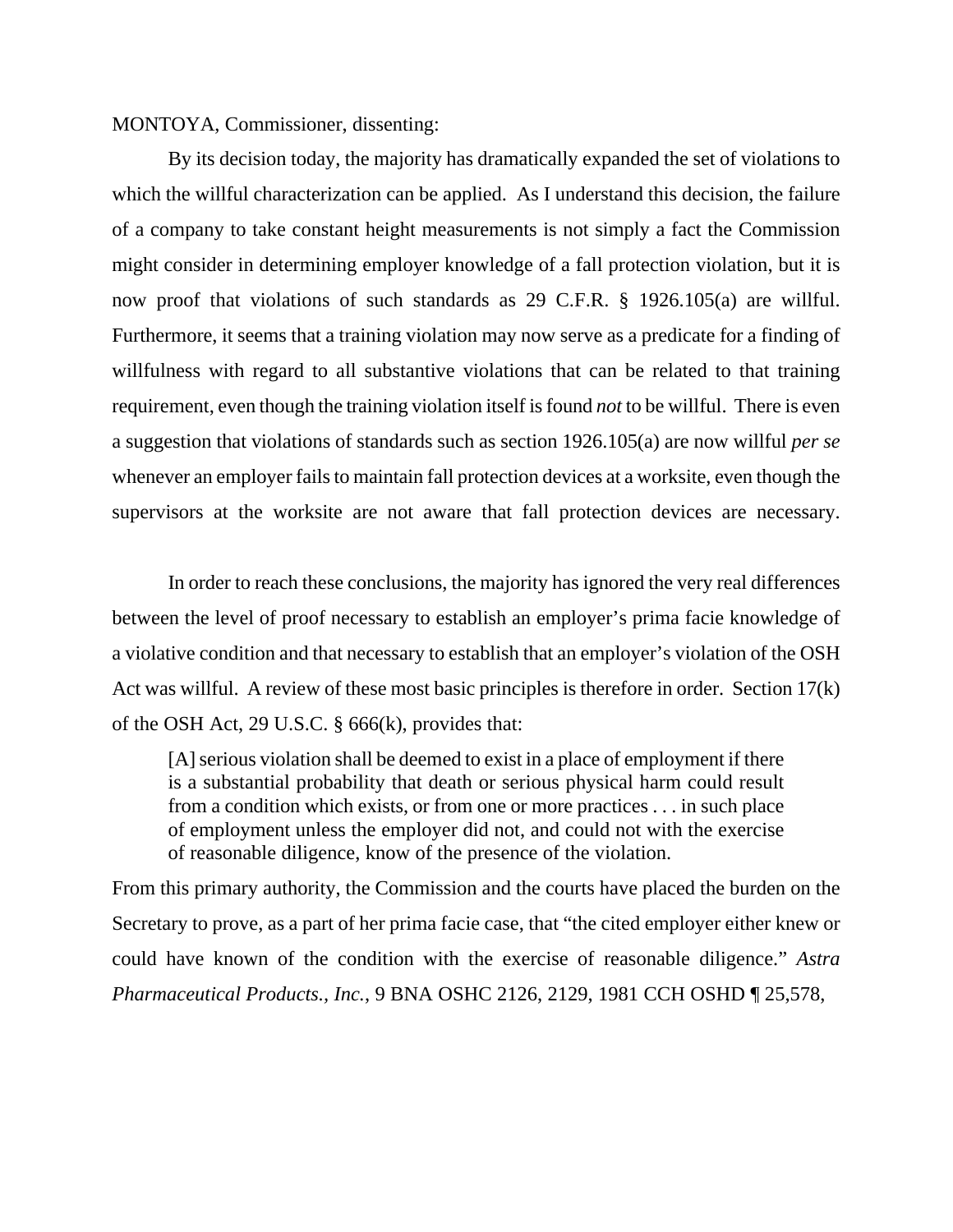MONTOYA, Commissioner, dissenting:

By its decision today, the majority has dramatically expanded the set of violations to which the willful characterization can be applied. As I understand this decision, the failure of a company to take constant height measurements is not simply a fact the Commission might consider in determining employer knowledge of a fall protection violation, but it is now proof that violations of such standards as 29 C.F.R. § 1926.105(a) are willful. Furthermore, it seems that a training violation may now serve as a predicate for a finding of willfulness with regard to all substantive violations that can be related to that training requirement, even though the training violation itself is found *not* to be willful. There is even a suggestion that violations of standards such as section 1926.105(a) are now willful *per se* whenever an employer fails to maintain fall protection devices at a worksite, even though the supervisors at the worksite are not aware that fall protection devices are necessary.

In order to reach these conclusions, the majority has ignored the very real differences between the level of proof necessary to establish an employer's prima facie knowledge of a violative condition and that necessary to establish that an employer's violation of the OSH Act was willful. A review of these most basic principles is therefore in order. Section 17(k) of the OSH Act, 29 U.S.C. § 666(k), provides that:

> [A] serious violation shall be deemed to exist in a place of employment if there is a substantial probability that death or serious physical harm could result from a condition which exists, or from one or more practices . . . in such place of employment unless the employer did not, and could not with the exercise of reasonable diligence, know of the presence of the violation.

From this primary authority, the Commission and the courts have placed the burden on the Secretary to prove, as a part of her prima facie case, that "the cited employer either knew or could have known of the condition with the exercise of reasonable diligence." *Astra Pharmaceutical Products., Inc.*, 9 BNA OSHC 2126, 2129, 1981 CCH OSHD ¶ 25,578,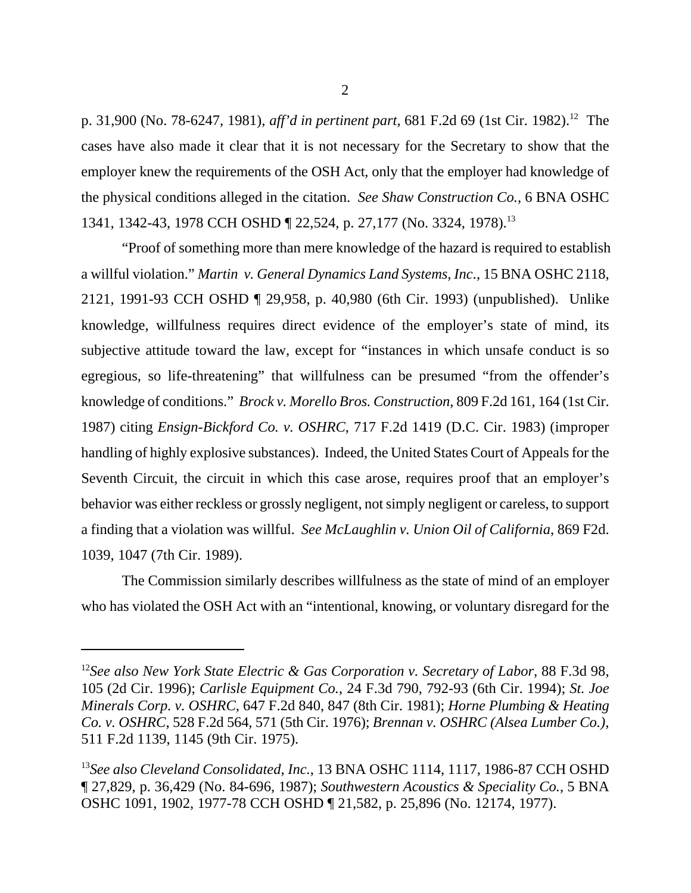p. 31,900 (No. 78-6247, 1981), *aff'd in pertinent part,* 681 F.2d 69 (1st Cir. 1982).[12] The cases have also made it clear that it is not necessary for the Secretary to show that the employer knew the requirements of the OSH Act, only that the employer had knowledge of the physical conditions alleged in the citation. *See Shaw Construction Co.*, 6 BNA OSHC 1341, 1342-43, 1978 CCH OSHD ¶ 22,524, p. 27,177 (No. 3324, 1978).[13]

"Proof of something more than mere knowledge of the hazard is required to establish a willful violation." *Martin v. General Dynamics Land Systems, Inc*., 15 BNA OSHC 2118, 2121, 1991-93 CCH OSHD ¶ 29,958, p. 40,980 (6th Cir. 1993) (unpublished). Unlike knowledge, willfulness requires direct evidence of the employer's state of mind, its subjective attitude toward the law, except for "instances in which unsafe conduct is so egregious, so life-threatening" that willfulness can be presumed "from the offender's knowledge of conditions." *Brock v. Morello Bros. Construction*, 809 F.2d 161, 164 (1st Cir. 1987) citing *Ensign-Bickford Co. v. OSHRC*, 717 F.2d 1419 (D.C. Cir. 1983) (improper handling of highly explosive substances). Indeed, the United States Court of Appeals for the Seventh Circuit, the circuit in which this case arose, requires proof that an employer's behavior was either reckless or grossly negligent, not simply negligent or careless, to support a finding that a violation was willful. *See McLaughlin v. Union Oil of California*, 869 F2d. 1039, 1047 (7th Cir. 1989).

The Commission similarly describes willfulness as the state of mind of an employer who has violated the OSH Act with an "intentional, knowing, or voluntary disregard for the

---

[12] *See also New York State Electric & Gas Corporation v. Secretary of Labor*, 88 F.3d 98, 105 (2d Cir. 1996); *Carlisle Equipment Co.*, 24 F.3d 790, 792-93 (6th Cir. 1994); *St. Joe Minerals Corp. v. OSHRC*, 647 F.2d 840, 847 (8th Cir. 1981); *Horne Plumbing & Heating Co. v. OSHRC*, 528 F.2d 564, 571 (5th Cir. 1976); *Brennan v. OSHRC (Alsea Lumber Co.)*, 511 F.2d 1139, 1145 (9th Cir. 1975).

[13] *See also Cleveland Consolidated, Inc.*, 13 BNA OSHC 1114, 1117, 1986-87 CCH OSHD ¶ 27,829, p. 36,429 (No. 84-696, 1987); *Southwestern Acoustics & Speciality Co.*, 5 BNA OSHC 1091, 1902, 1977-78 CCH OSHD ¶ 21,582, p. 25,896 (No. 12174, 1977).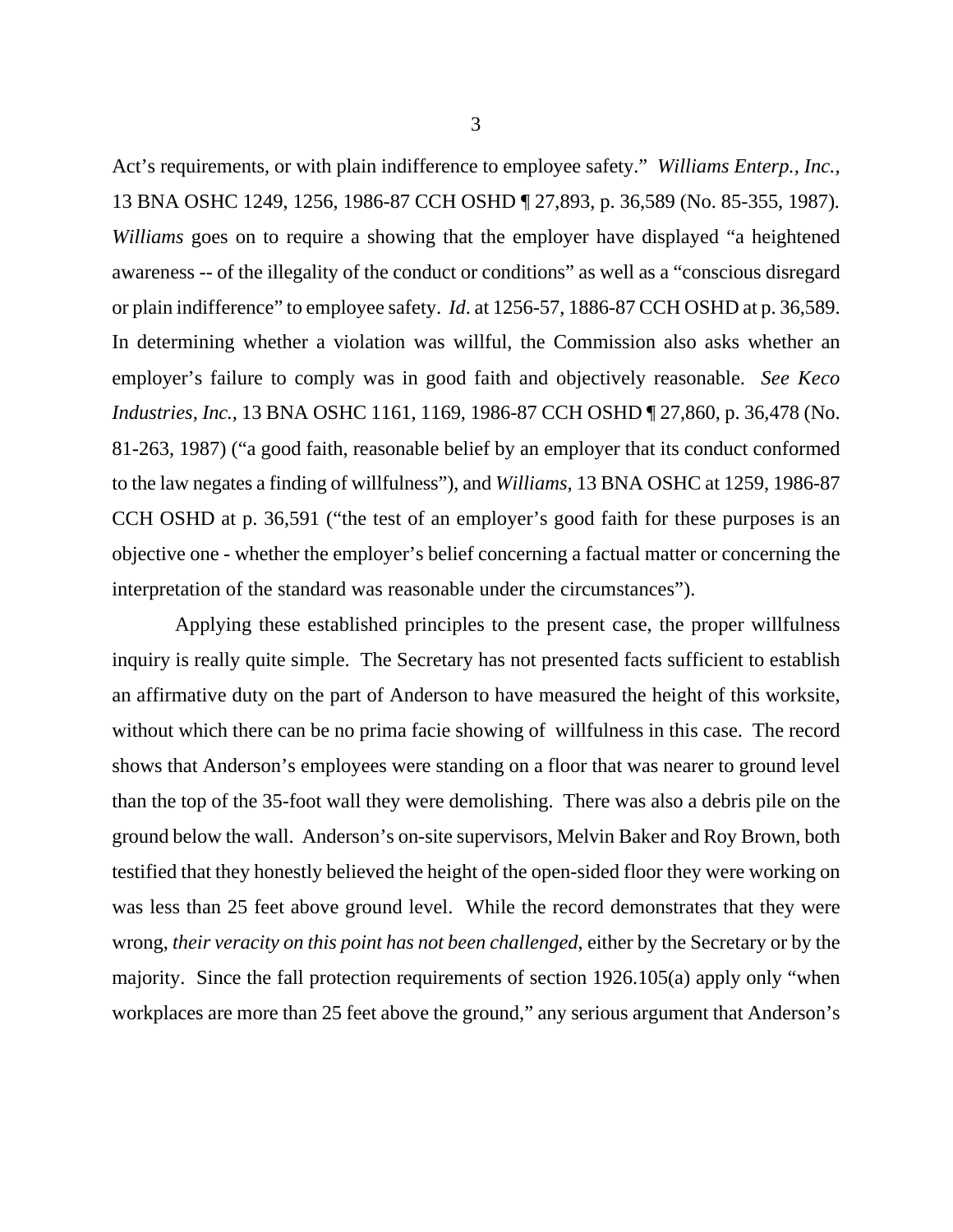Act's requirements, or with plain indifference to employee safety." *Williams Enterp., Inc.*, 13 BNA OSHC 1249, 1256, 1986-87 CCH OSHD ¶ 27,893, p. 36,589 (No. 85-355, 1987). *Williams* goes on to require a showing that the employer have displayed "a heightened awareness -- of the illegality of the conduct or conditions" as well as a "conscious disregard or plain indifference" to employee safety. *Id*. at 1256-57, 1886-87 CCH OSHD at p. 36,589. In determining whether a violation was willful, the Commission also asks whether an employer's failure to comply was in good faith and objectively reasonable. *See Keco Industries, Inc.*, 13 BNA OSHC 1161, 1169, 1986-87 CCH OSHD ¶ 27,860, p. 36,478 (No. 81-263, 1987) ("a good faith, reasonable belief by an employer that its conduct conformed to the law negates a finding of willfulness"), and *Williams*, 13 BNA OSHC at 1259, 1986-87 CCH OSHD at p. 36,591 ("the test of an employer's good faith for these purposes is an objective one - whether the employer's belief concerning a factual matter or concerning the interpretation of the standard was reasonable under the circumstances").

Applying these established principles to the present case, the proper willfulness inquiry is really quite simple. The Secretary has not presented facts sufficient to establish an affirmative duty on the part of Anderson to have measured the height of this worksite, without which there can be no prima facie showing of willfulness in this case. The record shows that Anderson's employees were standing on a floor that was nearer to ground level than the top of the 35-foot wall they were demolishing. There was also a debris pile on the ground below the wall. Anderson's on-site supervisors, Melvin Baker and Roy Brown, both testified that they honestly believed the height of the open-sided floor they were working on was less than 25 feet above ground level. While the record demonstrates that they were wrong, *their veracity on this point has not been challenged*, either by the Secretary or by the majority. Since the fall protection requirements of section 1926.105(a) apply only "when workplaces are more than 25 feet above the ground," any serious argument that Anderson's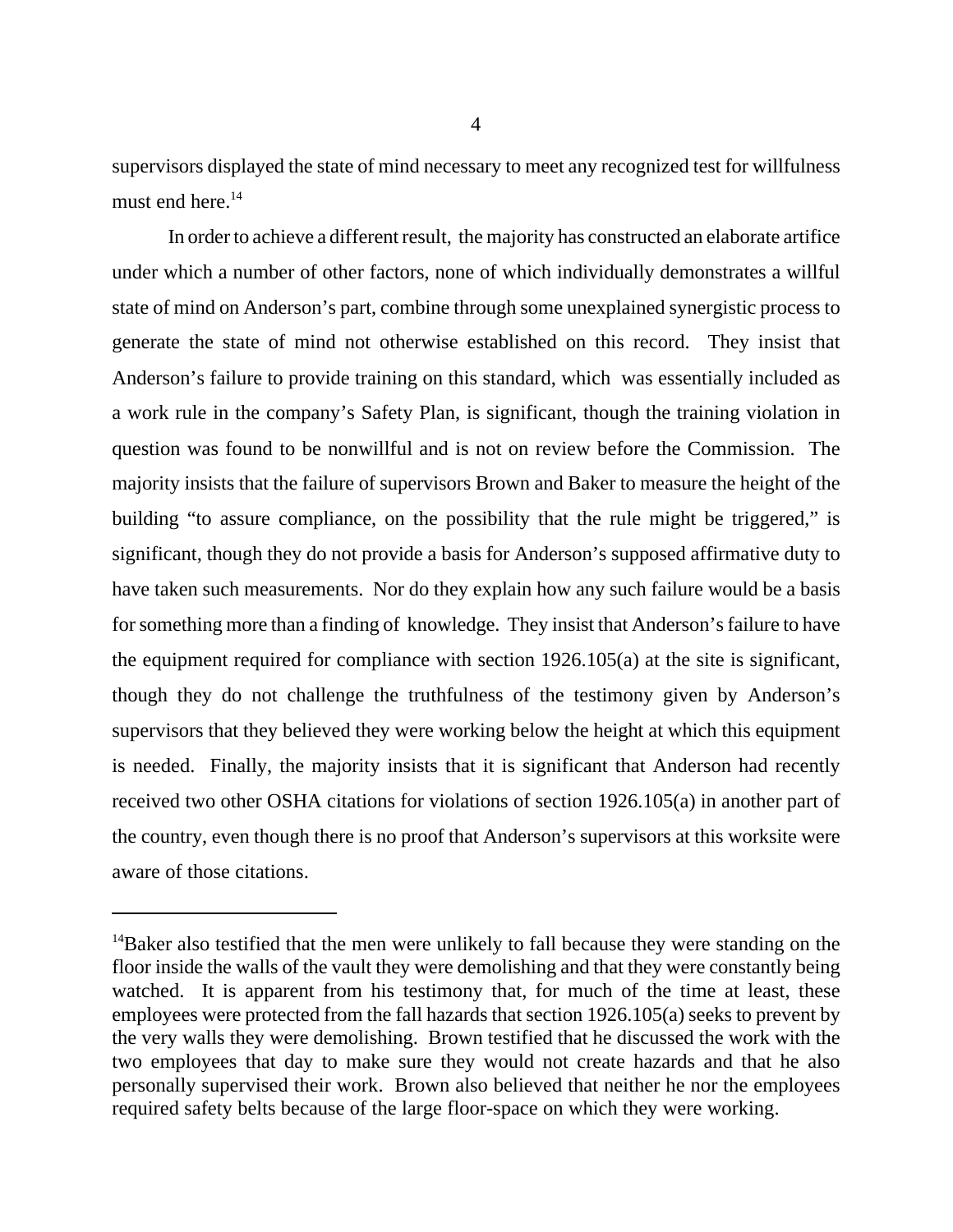supervisors displayed the state of mind necessary to meet any recognized test for willfulness must end here.[14]

In order to achieve a different result, the majority has constructed an elaborate artifice under which a number of other factors, none of which individually demonstrates a willful state of mind on Anderson's part, combine through some unexplained synergistic process to generate the state of mind not otherwise established on this record. They insist that Anderson's failure to provide training on this standard, which was essentially included as a work rule in the company's Safety Plan, is significant, though the training violation in question was found to be nonwillful and is not on review before the Commission. The majority insists that the failure of supervisors Brown and Baker to measure the height of the building "to assure compliance, on the possibility that the rule might be triggered," is significant, though they do not provide a basis for Anderson's supposed affirmative duty to have taken such measurements. Nor do they explain how any such failure would be a basis for something more than a finding of knowledge. They insist that Anderson's failure to have the equipment required for compliance with section 1926.105(a) at the site is significant, though they do not challenge the truthfulness of the testimony given by Anderson's supervisors that they believed they were working below the height at which this equipment is needed. Finally, the majority insists that it is significant that Anderson had recently received two other OSHA citations for violations of section 1926.105(a) in another part of the country, even though there is no proof that Anderson's supervisors at this worksite were aware of those citations.

---

[14]Baker also testified that the men were unlikely to fall because they were standing on the floor inside the walls of the vault they were demolishing and that they were constantly being watched. It is apparent from his testimony that, for much of the time at least, these employees were protected from the fall hazards that section 1926.105(a) seeks to prevent by the very walls they were demolishing. Brown testified that he discussed the work with the two employees that day to make sure they would not create hazards and that he also personally supervised their work. Brown also believed that neither he nor the employees required safety belts because of the large floor-space on which they were working.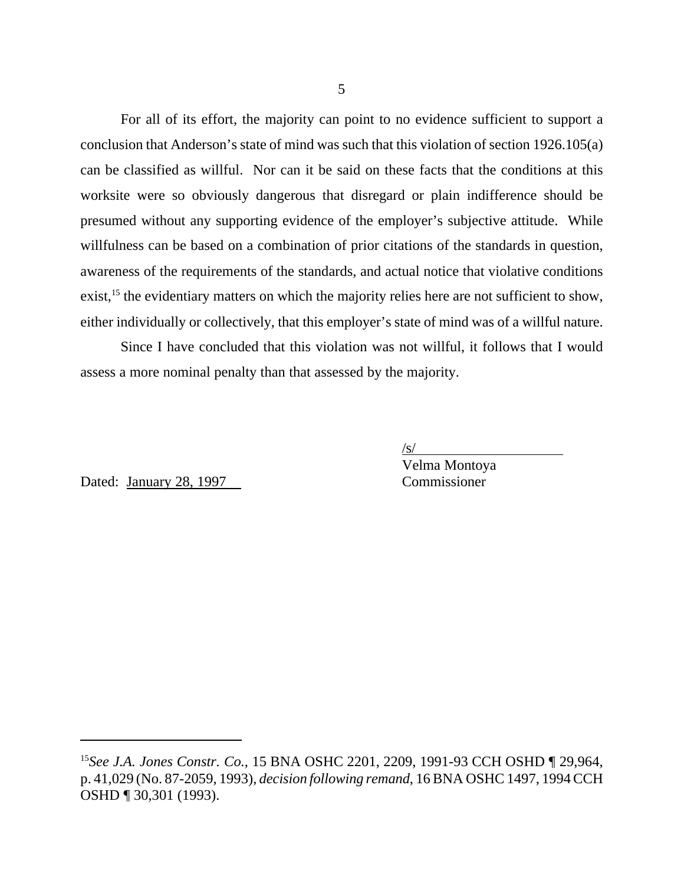For all of its effort, the majority can point to no evidence sufficient to support a conclusion that Anderson's state of mind was such that this violation of section 1926.105(a) can be classified as willful. Nor can it be said on these facts that the conditions at this worksite were so obviously dangerous that disregard or plain indifference should be presumed without any supporting evidence of the employer's subjective attitude. While willfulness can be based on a combination of prior citations of the standards in question, awareness of the requirements of the standards, and actual notice that violative conditions exist,[15] the evidentiary matters on which the majority relies here are not sufficient to show, either individually or collectively, that this employer's state of mind was of a willful nature.

Since I have concluded that this violation was not willful, it follows that I would assess a more nominal penalty than that assessed by the majority.

/s/
Velma Montoya
Commissioner

Dated: January 28, 1997

---

[15] *See J.A. Jones Constr. Co.*, 15 BNA OSHC 2201, 2209, 1991-93 CCH OSHD ¶ 29,964, p. 41,029 (No. 87-2059, 1993), *decision following remand*, 16 BNA OSHC 1497, 1994 CCH OSHD ¶ 30,301 (1993).